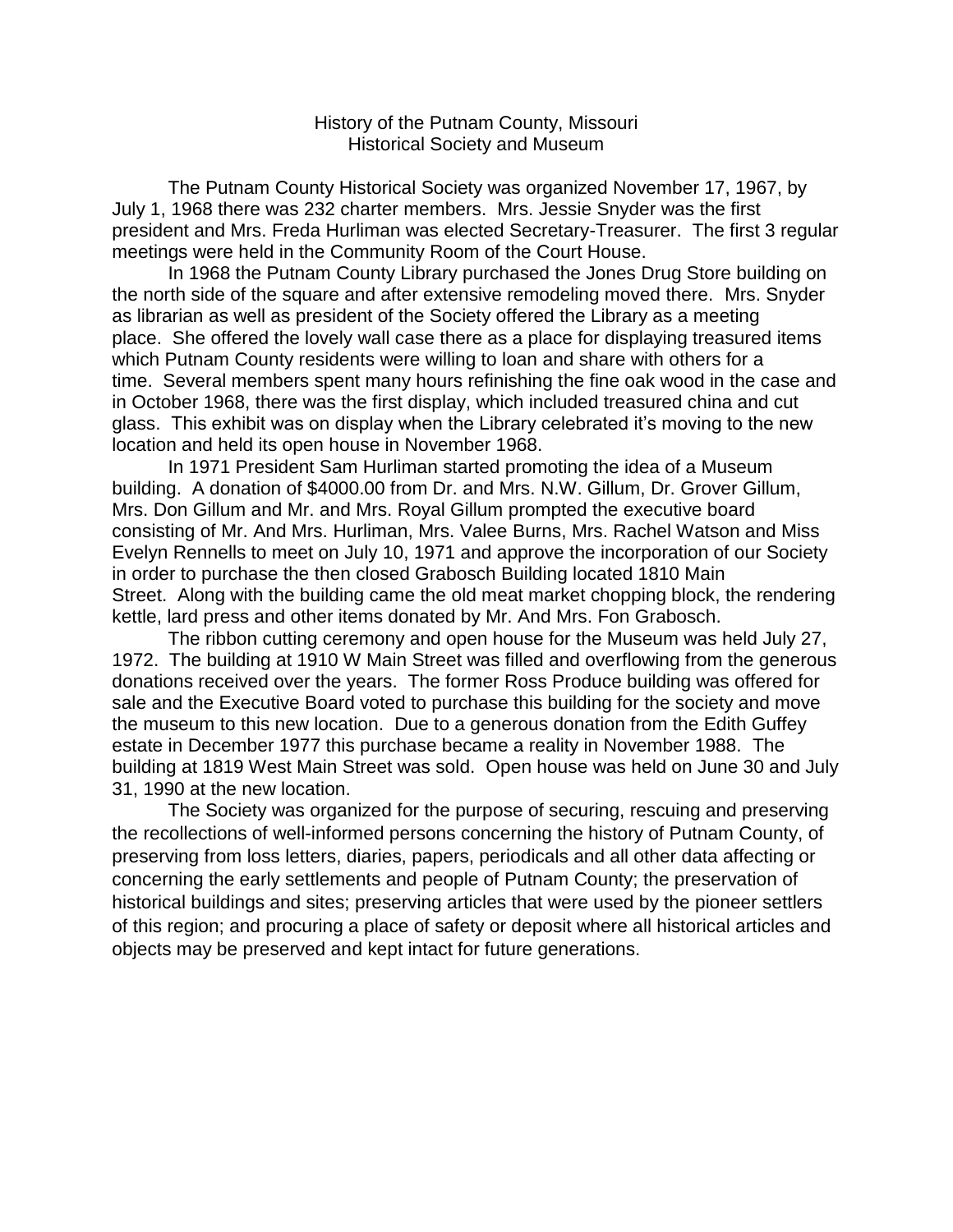# History of the Putnam County, Missouri Historical Society and Museum

The Putnam County Historical Society was organized November 17, 1967, by July 1, 1968 there was 232 charter members. Mrs. Jessie Snyder was the first president and Mrs. Freda Hurliman was elected Secretary-Treasurer. The first 3 regular meetings were held in the Community Room of the Court House.

In 1968 the Putnam County Library purchased the Jones Drug Store building on the north side of the square and after extensive remodeling moved there. Mrs. Snyder as librarian as well as president of the Society offered the Library as a meeting place. She offered the lovely wall case there as a place for displaying treasured items which Putnam County residents were willing to loan and share with others for a time. Several members spent many hours refinishing the fine oak wood in the case and in October 1968, there was the first display, which included treasured china and cut glass. This exhibit was on display when the Library celebrated it's moving to the new location and held its open house in November 1968.

In 1971 President Sam Hurliman started promoting the idea of a Museum building. A donation of $4000.00 from Dr. and Mrs. N.W. Gillum, Dr. Grover Gillum, Mrs. Don Gillum and Mr. and Mrs. Royal Gillum prompted the executive board consisting of Mr. And Mrs. Hurliman, Mrs. Valee Burns, Mrs. Rachel Watson and Miss Evelyn Rennells to meet on July 10, 1971 and approve the incorporation of our Society in order to purchase the then closed Grabosch Building located 1810 Main Street. Along with the building came the old meat market chopping block, the rendering kettle, lard press and other items donated by Mr. And Mrs. Fon Grabosch.

The ribbon cutting ceremony and open house for the Museum was held July 27, 1972. The building at 1910 W Main Street was filled and overflowing from the generous donations received over the years. The former Ross Produce building was offered for sale and the Executive Board voted to purchase this building for the society and move the museum to this new location. Due to a generous donation from the Edith Guffey estate in December 1977 this purchase became a reality in November 1988. The building at 1819 West Main Street was sold. Open house was held on June 30 and July 31, 1990 at the new location.

The Society was organized for the purpose of securing, rescuing and preserving the recollections of well-informed persons concerning the history of Putnam County, of preserving from loss letters, diaries, papers, periodicals and all other data affecting or concerning the early settlements and people of Putnam County; the preservation of historical buildings and sites; preserving articles that were used by the pioneer settlers of this region; and procuring a place of safety or deposit where all historical articles and objects may be preserved and kept intact for future generations.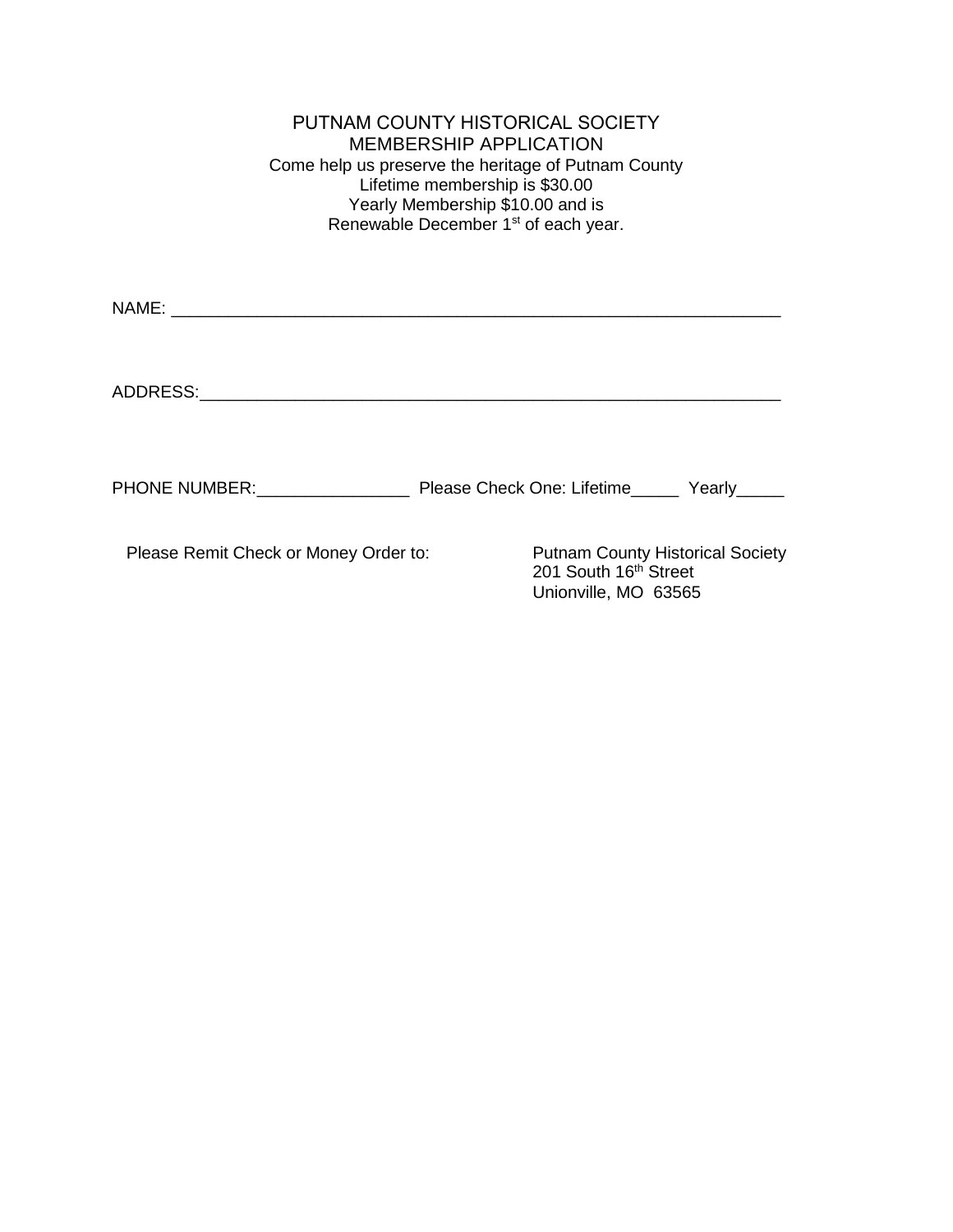# PUTNAM COUNTY HISTORICAL SOCIETY

## MEMBERSHIP APPLICATION

Come help us preserve the heritage of Putnam County
Lifetime membership is $30.00
Yearly Membership $10.00 and is
Renewable December 1st of each year.

NAME: ___________________________________________________________________

ADDRESS:________________________________________________________________

PHONE NUMBER:________________ Please Check One: Lifetime_____ Yearly_____

Please Remit Check or Money Order to:

Putnam County Historical Society
201 South 16th Street
Unionville, MO 63565